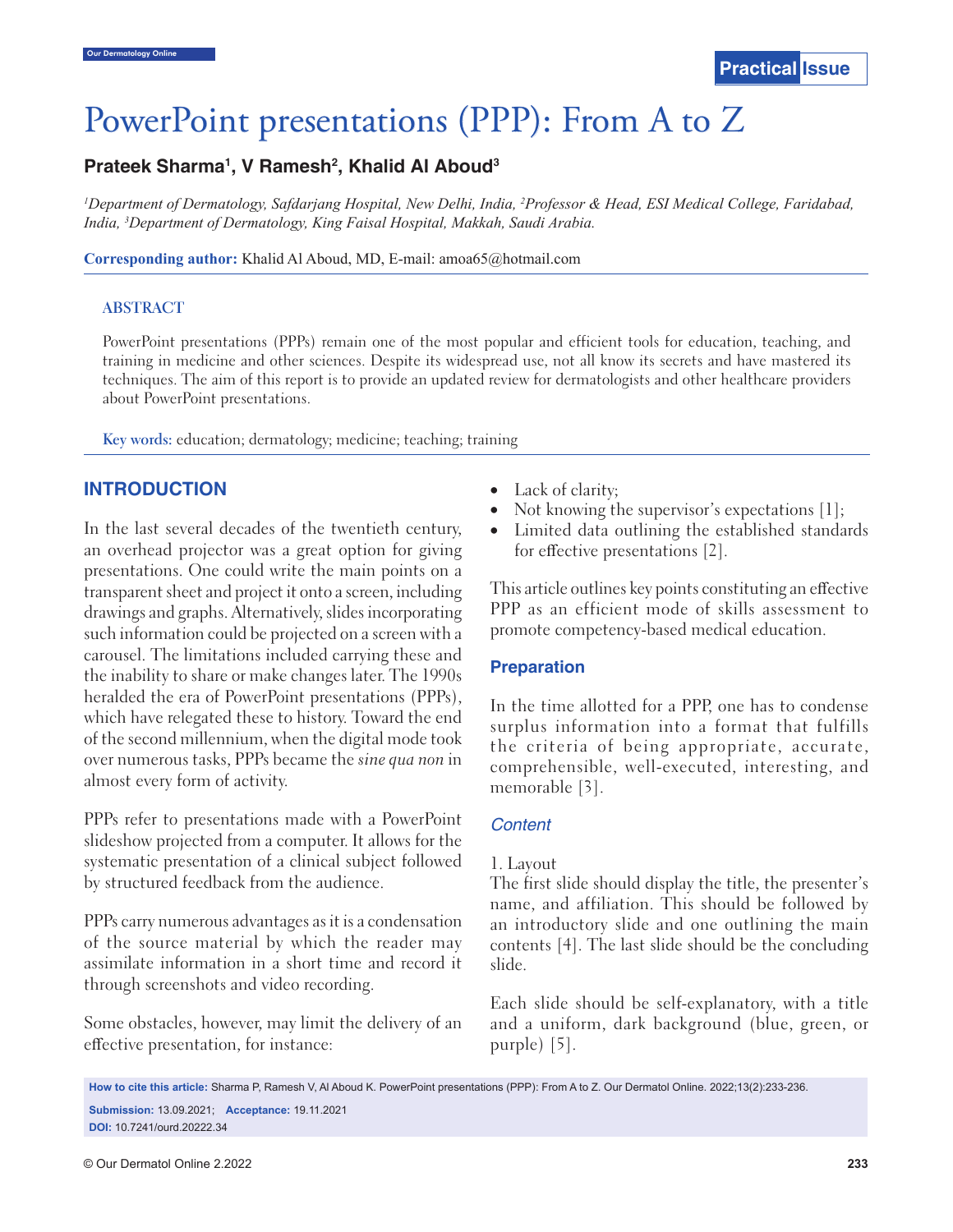Practical Issue

# PowerPoint presentations (PPP): From A to Z

**Prateek Sharma[1], V Ramesh[2], Khalid Al Aboud[3]**

*[1]Department of Dermatology, Safdarjang Hospital, New Delhi, India, [2]Professor & Head, ESI Medical College, Faridabad, India, [3]Department of Dermatology, King Faisal Hospital, Makkah, Saudi Arabia.*

**Corresponding author:** Khalid Al Aboud, MD, E-mail: amoa65@hotmail.com

## ABSTRACT

PowerPoint presentations (PPPs) remain one of the most popular and efficient tools for education, teaching, and training in medicine and other sciences. Despite its widespread use, not all know its secrets and have mastered its techniques. The aim of this report is to provide an updated review for dermatologists and other healthcare providers about PowerPoint presentations.

**Key words:** education; dermatology; medicine; teaching; training

## INTRODUCTION

In the last several decades of the twentieth century, an overhead projector was a great option for giving presentations. One could write the main points on a transparent sheet and project it onto a screen, including drawings and graphs. Alternatively, slides incorporating such information could be projected on a screen with a carousel. The limitations included carrying these and the inability to share or make changes later. The 1990s heralded the era of PowerPoint presentations (PPPs), which have relegated these to history. Toward the end of the second millennium, when the digital mode took over numerous tasks, PPPs became the *sine qua non* in almost every form of activity.

PPPs refer to presentations made with a PowerPoint slideshow projected from a computer. It allows for the systematic presentation of a clinical subject followed by structured feedback from the audience.

PPPs carry numerous advantages as it is a condensation of the source material by which the reader may assimilate information in a short time and record it through screenshots and video recording.

Some obstacles, however, may limit the delivery of an effective presentation, for instance:

- Lack of clarity;
- Not knowing the supervisor's expectations [1];
- Limited data outlining the established standards for effective presentations [2].

This article outlines key points constituting an effective PPP as an efficient mode of skills assessment to promote competency-based medical education.

### Preparation

In the time allotted for a PPP, one has to condense surplus information into a format that fulfills the criteria of being appropriate, accurate, comprehensible, well-executed, interesting, and memorable [3].

#### *Content*

1. Layout

The first slide should display the title, the presenter's name, and affiliation. This should be followed by an introductory slide and one outlining the main contents [4]. The last slide should be the concluding slide.

Each slide should be self-explanatory, with a title and a uniform, dark background (blue, green, or purple) [5].

**How to cite this article:** Sharma P, Ramesh V, Al Aboud K. PowerPoint presentations (PPP): From A to Z. Our Dermatol Online. 2022;13(2):233-236.

**Submission:** 13.09.2021; **Acceptance:** 19.11.2021

**DOI:** 10.7241/ourd.20222.34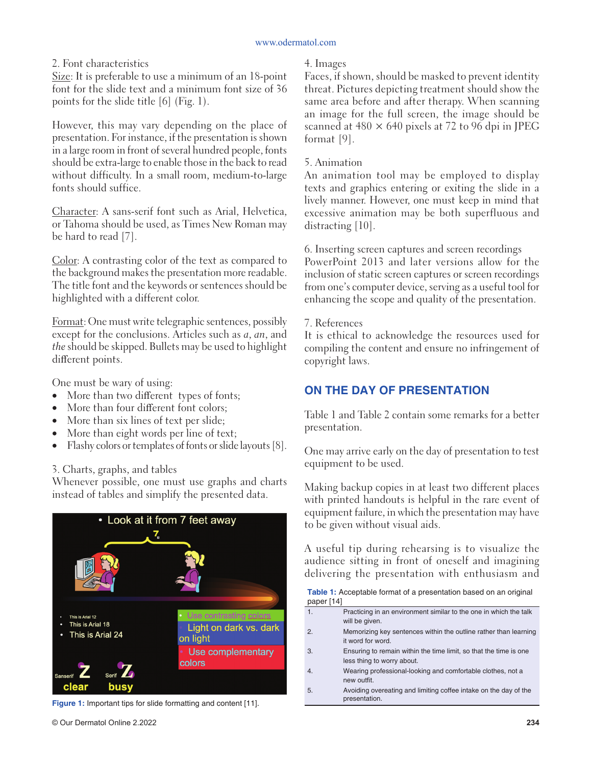2. Font characteristics

Size: It is preferable to use a minimum of an 18-point font for the slide text and a minimum font size of 36 points for the slide title [6] (Fig. 1).

However, this may vary depending on the place of presentation. For instance, if the presentation is shown in a large room in front of several hundred people, fonts should be extra-large to enable those in the back to read without difficulty. In a small room, medium-to-large fonts should suffice.

Character: A sans-serif font such as Arial, Helvetica, or Tahoma should be used, as Times New Roman may be hard to read [7].

Color: A contrasting color of the text as compared to the background makes the presentation more readable. The title font and the keywords or sentences should be highlighted with a different color.

Format: One must write telegraphic sentences, possibly except for the conclusions. Articles such as *a*, *an*, and *the* should be skipped. Bullets may be used to highlight different points.

One must be wary of using:

- More than two different types of fonts;
- More than four different font colors;
- More than six lines of text per slide;
- More than eight words per line of text;
- Flashy colors or templates of fonts or slide layouts [8].

3. Charts, graphs, and tables

Whenever possible, one must use graphs and charts instead of tables and simplify the presented data.

**Figure 1:** Important tips for slide formatting and content [11].

4. Images

Faces, if shown, should be masked to prevent identity threat. Pictures depicting treatment should show the same area before and after therapy. When scanning an image for the full screen, the image should be scanned at 480 × 640 pixels at 72 to 96 dpi in JPEG format [9].

5. Animation

An animation tool may be employed to display texts and graphics entering or exiting the slide in a lively manner. However, one must keep in mind that excessive animation may be both superfluous and distracting [10].

6. Inserting screen captures and screen recordings

PowerPoint 2013 and later versions allow for the inclusion of static screen captures or screen recordings from one's computer device, serving as a useful tool for enhancing the scope and quality of the presentation.

7. References

It is ethical to acknowledge the resources used for compiling the content and ensure no infringement of copyright laws.

## ON THE DAY OF PRESENTATION

Table 1 and Table 2 contain some remarks for a better presentation.

One may arrive early on the day of presentation to test equipment to be used.

Making backup copies in at least two different places with printed handouts is helpful in the rare event of equipment failure, in which the presentation may have to be given without visual aids.

A useful tip during rehearsing is to visualize the audience sitting in front of oneself and imagining delivering the presentation with enthusiasm and

**Table 1:** Acceptable format of a presentation based on an original paper [14]

| | |
|---|---|
| 1. | Practicing in an environment similar to the one in which the talk will be given. |
| 2. | Memorizing key sentences within the outline rather than learning it word for word. |
| 3. | Ensuring to remain within the time limit, so that the time is one less thing to worry about. |
| 4. | Wearing professional-looking and comfortable clothes, not a new outfit. |
| 5. | Avoiding overeating and limiting coffee intake on the day of the presentation. |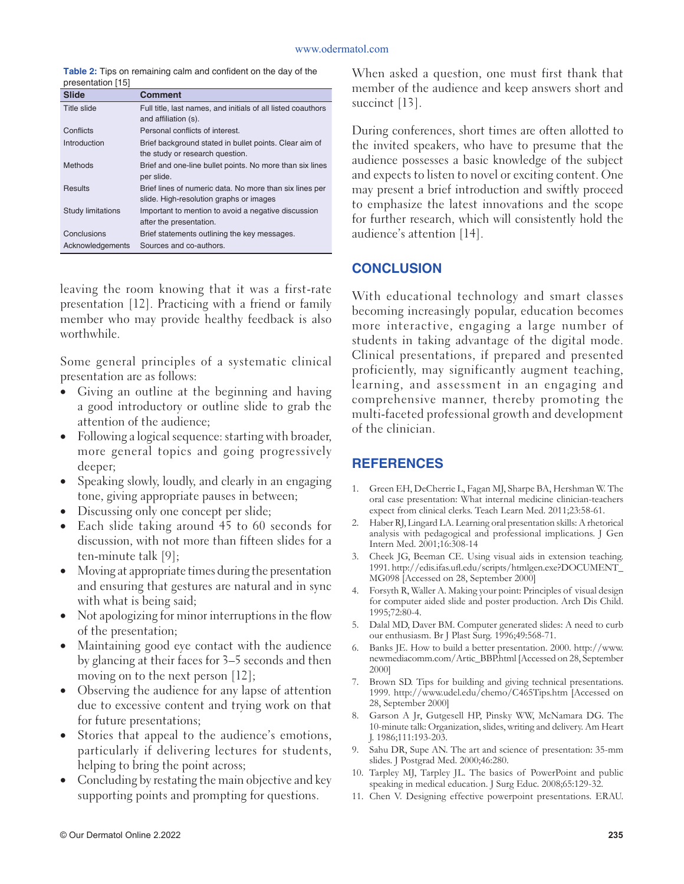**Table 2:** Tips on remaining calm and confident on the day of the presentation [15]

| Slide | Comment |
|---|---|
| Title slide | Full title, last names, and initials of all listed coauthors and affiliation (s). |
| Conflicts | Personal conflicts of interest. |
| Introduction | Brief background stated in bullet points. Clear aim of the study or research question. |
| Methods | Brief and one-line bullet points. No more than six lines per slide. |
| Results | Brief lines of numeric data. No more than six lines per slide. High-resolution graphs or images |
| Study limitations | Important to mention to avoid a negative discussion after the presentation. |
| Conclusions | Brief statements outlining the key messages. |
| Acknowledgements | Sources and co-authors. |

leaving the room knowing that it was a first-rate presentation [12]. Practicing with a friend or family member who may provide healthy feedback is also worthwhile.

Some general principles of a systematic clinical presentation are as follows:

- Giving an outline at the beginning and having a good introductory or outline slide to grab the attention of the audience;
- Following a logical sequence: starting with broader, more general topics and going progressively deeper;
- Speaking slowly, loudly, and clearly in an engaging tone, giving appropriate pauses in between;
- Discussing only one concept per slide;
- Each slide taking around 45 to 60 seconds for discussion, with not more than fifteen slides for a ten-minute talk [9];
- Moving at appropriate times during the presentation and ensuring that gestures are natural and in sync with what is being said;
- Not apologizing for minor interruptions in the flow of the presentation;
- Maintaining good eye contact with the audience by glancing at their faces for 3–5 seconds and then moving on to the next person [12];
- Observing the audience for any lapse of attention due to excessive content and trying work on that for future presentations;
- Stories that appeal to the audience's emotions, particularly if delivering lectures for students, helping to bring the point across;
- Concluding by restating the main objective and key supporting points and prompting for questions.

When asked a question, one must first thank that member of the audience and keep answers short and succinct [13].

During conferences, short times are often allotted to the invited speakers, who have to presume that the audience possesses a basic knowledge of the subject and expects to listen to novel or exciting content. One may present a brief introduction and swiftly proceed to emphasize the latest innovations and the scope for further research, which will consistently hold the audience's attention [14].

## CONCLUSION

With educational technology and smart classes becoming increasingly popular, education becomes more interactive, engaging a large number of students in taking advantage of the digital mode. Clinical presentations, if prepared and presented proficiently, may significantly augment teaching, learning, and assessment in an engaging and comprehensive manner, thereby promoting the multi-faceted professional growth and development of the clinician.

## REFERENCES

1. Green EH, DeCherrie L, Fagan MJ, Sharpe BA, Hershman W. The oral case presentation: What internal medicine clinician-teachers expect from clinical clerks. Teach Learn Med. 2011;23:58-61.
2. Haber RJ, Lingard LA. Learning oral presentation skills: A rhetorical analysis with pedagogical and professional implications. J Gen Intern Med. 2001;16:308-14
3. Cheek JG, Beeman CE. Using visual aids in extension teaching. 1991. http://edis.ifas.ufl.edu/scripts/htmlgen.exe?DOCUMENT_MG098 [Accessed on 28, September 2000]
4. Forsyth R, Waller A. Making your point: Principles of visual design for computer aided slide and poster production. Arch Dis Child. 1995;72:80-4.
5. Dalal MD, Daver BM. Computer generated slides: A need to curb our enthusiasm. Br J Plast Surg. 1996;49:568-71.
6. Banks JE. How to build a better presentation. 2000. http://www.newmediacomm.com/Artic_BBP.html [Accessed on 28, September 2000]
7. Brown SD. Tips for building and giving technical presentations. 1999. http://www.udel.edu/chemo/C465Tips.htm [Accessed on 28, September 2000]
8. Garson A Jr, Gutgesell HP, Pinsky WW, McNamara DG. The 10-minute talk: Organization, slides, writing and delivery. Am Heart J. 1986;111:193-203.
9. Sahu DR, Supe AN. The art and science of presentation: 35-mm slides. J Postgrad Med. 2000;46:280.
10. Tarpley MJ, Tarpley JL. The basics of PowerPoint and public speaking in medical education. J Surg Educ. 2008;65:129-32.
11. Chen V. Designing effective powerpoint presentations. ERAU.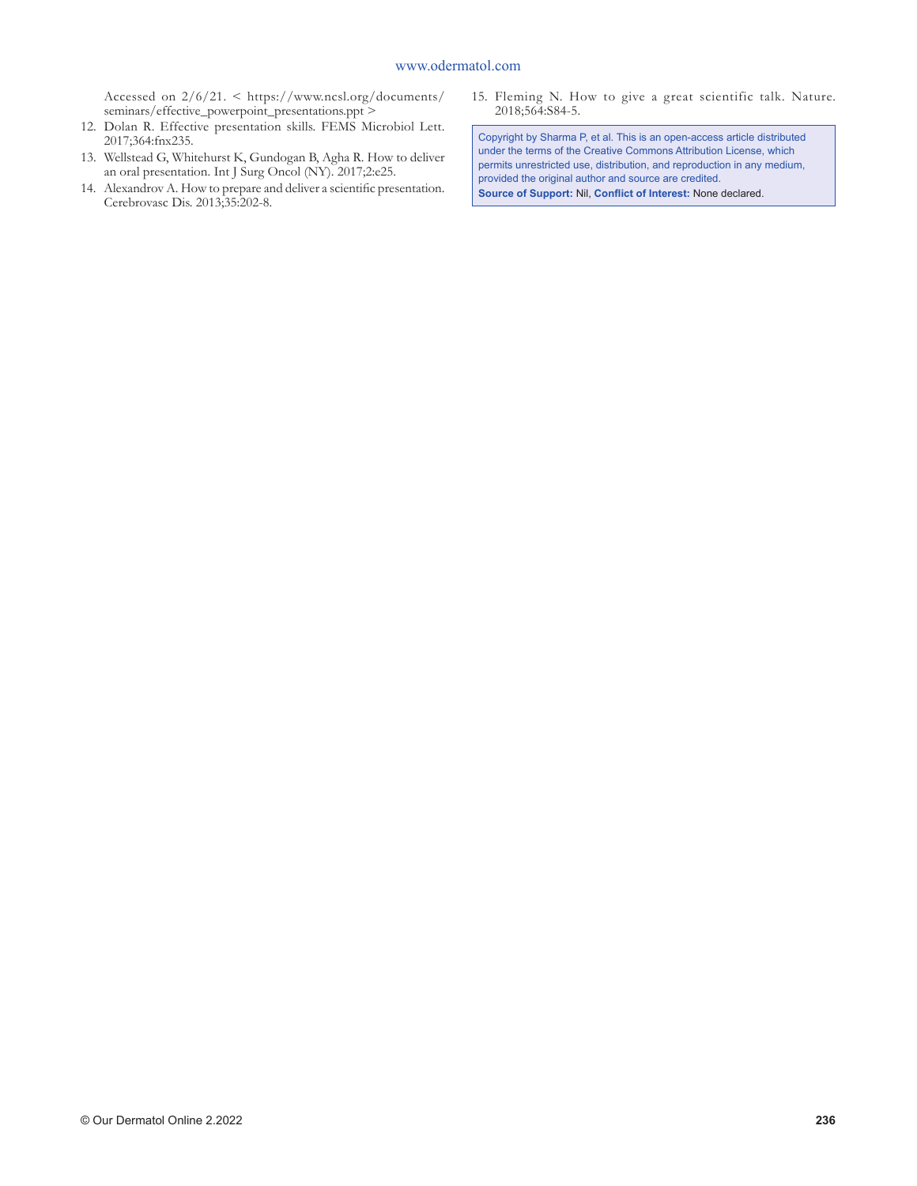Accessed on 2/6/21. < https://www.ncsl.org/documents/seminars/effective_powerpoint_presentations.ppt >

12. Dolan R. Effective presentation skills. FEMS Microbiol Lett. 2017;364:fnx235.
13. Wellstead G, Whitehurst K, Gundogan B, Agha R. How to deliver an oral presentation. Int J Surg Oncol (NY). 2017;2:e25.
14. Alexandrov A. How to prepare and deliver a scientific presentation. Cerebrovasc Dis. 2013;35:202-8.
15. Fleming N. How to give a great scientific talk. Nature. 2018;564:S84-5.

Copyright by Sharma P, et al. This is an open-access article distributed under the terms of the Creative Commons Attribution License, which permits unrestricted use, distribution, and reproduction in any medium, provided the original author and source are credited.
**Source of Support:** Nil, **Conflict of Interest:** None declared.